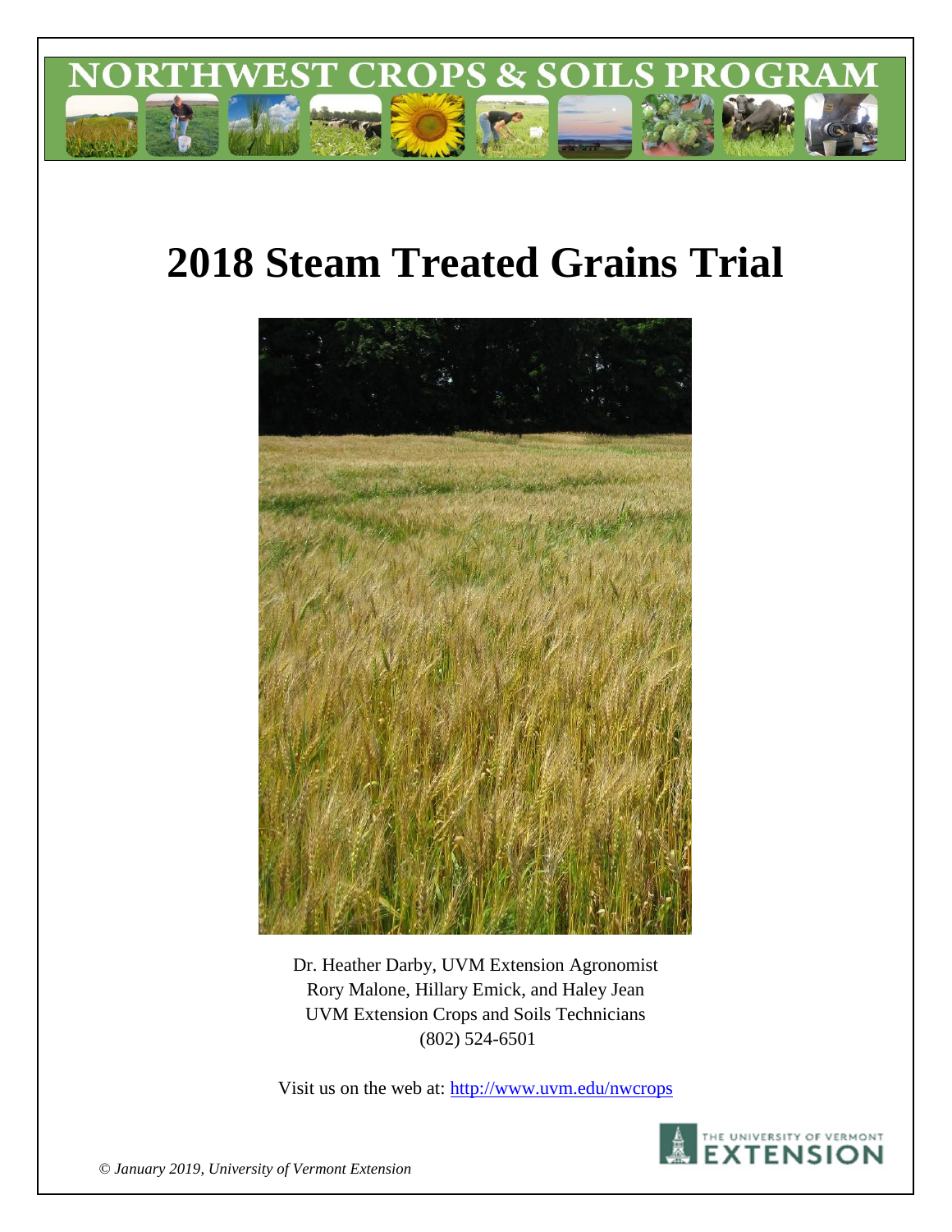NORTHWEST CROPS & SOILS PROGRAM

# 2018 Steam Treated Grains Trial

Dr. Heather Darby, UVM Extension Agronomist
Rory Malone, Hillary Emick, and Haley Jean
UVM Extension Crops and Soils Technicians
(802) 524-6501

Visit us on the web at: http://www.uvm.edu/nwcrops

*© January 2019, University of Vermont Extension*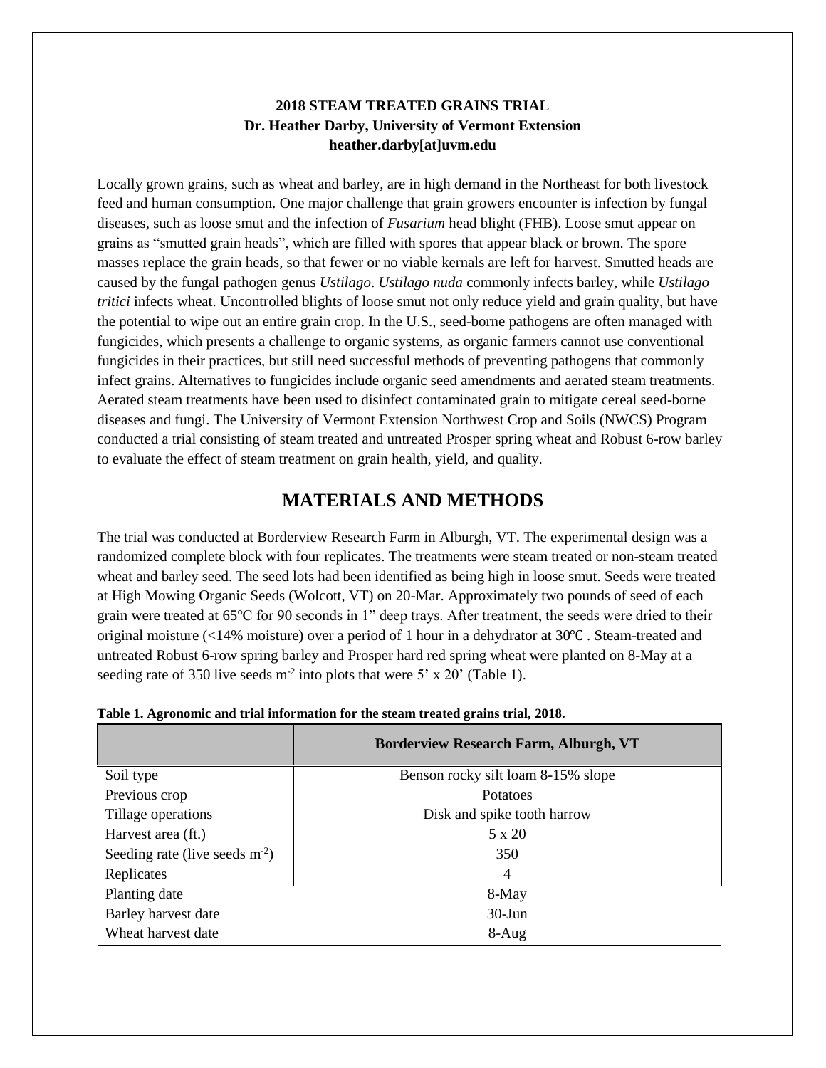**2018 STEAM TREATED GRAINS TRIAL**
**Dr. Heather Darby, University of Vermont Extension**
**heather.darby[at]uvm.edu**

Locally grown grains, such as wheat and barley, are in high demand in the Northeast for both livestock feed and human consumption. One major challenge that grain growers encounter is infection by fungal diseases, such as loose smut and the infection of *Fusarium* head blight (FHB). Loose smut appear on grains as "smutted grain heads", which are filled with spores that appear black or brown. The spore masses replace the grain heads, so that fewer or no viable kernals are left for harvest. Smutted heads are caused by the fungal pathogen genus *Ustilago*. *Ustilago nuda* commonly infects barley, while *Ustilago tritici* infects wheat. Uncontrolled blights of loose smut not only reduce yield and grain quality, but have the potential to wipe out an entire grain crop. In the U.S., seed-borne pathogens are often managed with fungicides, which presents a challenge to organic systems, as organic farmers cannot use conventional fungicides in their practices, but still need successful methods of preventing pathogens that commonly infect grains. Alternatives to fungicides include organic seed amendments and aerated steam treatments. Aerated steam treatments have been used to disinfect contaminated grain to mitigate cereal seed-borne diseases and fungi. The University of Vermont Extension Northwest Crop and Soils (NWCS) Program conducted a trial consisting of steam treated and untreated Prosper spring wheat and Robust 6-row barley to evaluate the effect of steam treatment on grain health, yield, and quality.

## MATERIALS AND METHODS

The trial was conducted at Borderview Research Farm in Alburgh, VT. The experimental design was a randomized complete block with four replicates. The treatments were steam treated or non-steam treated wheat and barley seed. The seed lots had been identified as being high in loose smut. Seeds were treated at High Mowing Organic Seeds (Wolcott, VT) on 20-Mar. Approximately two pounds of seed of each grain were treated at 65°C for 90 seconds in 1" deep trays. After treatment, the seeds were dried to their original moisture (<14% moisture) over a period of 1 hour in a dehydrator at 30°C . Steam-treated and untreated Robust 6-row spring barley and Prosper hard red spring wheat were planted on 8-May at a seeding rate of 350 live seeds $m^{-2}$ into plots that were 5' x 20' (Table 1).

**Table 1. Agronomic and trial information for the steam treated grains trial, 2018.**

| | Borderview Research Farm, Alburgh, VT |
|---|---|
| Soil type | Benson rocky silt loam 8-15% slope |
| Previous crop | Potatoes |
| Tillage operations | Disk and spike tooth harrow |
| Harvest area (ft.) | 5 x 20 |
| Seeding rate (live seeds $m^{-2}$) | 350 |
| Replicates | 4 |
| Planting date | 8-May |
| Barley harvest date | 30-Jun |
| Wheat harvest date | 8-Aug |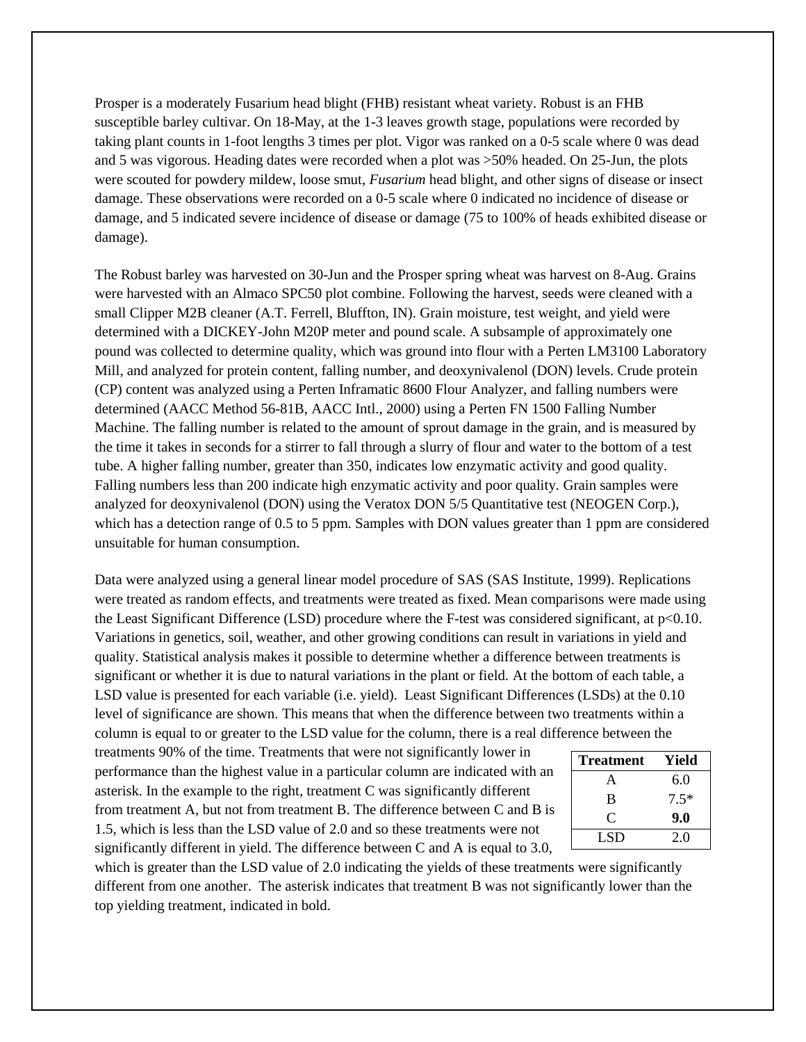Prosper is a moderately Fusarium head blight (FHB) resistant wheat variety. Robust is an FHB susceptible barley cultivar. On 18-May, at the 1-3 leaves growth stage, populations were recorded by taking plant counts in 1-foot lengths 3 times per plot. Vigor was ranked on a 0-5 scale where 0 was dead and 5 was vigorous. Heading dates were recorded when a plot was >50% headed. On 25-Jun, the plots were scouted for powdery mildew, loose smut, *Fusarium* head blight, and other signs of disease or insect damage. These observations were recorded on a 0-5 scale where 0 indicated no incidence of disease or damage, and 5 indicated severe incidence of disease or damage (75 to 100% of heads exhibited disease or damage).

The Robust barley was harvested on 30-Jun and the Prosper spring wheat was harvest on 8-Aug. Grains were harvested with an Almaco SPC50 plot combine. Following the harvest, seeds were cleaned with a small Clipper M2B cleaner (A.T. Ferrell, Bluffton, IN). Grain moisture, test weight, and yield were determined with a DICKEY-John M20P meter and pound scale. A subsample of approximately one pound was collected to determine quality, which was ground into flour with a Perten LM3100 Laboratory Mill, and analyzed for protein content, falling number, and deoxynivalenol (DON) levels. Crude protein (CP) content was analyzed using a Perten Inframatic 8600 Flour Analyzer, and falling numbers were determined (AACC Method 56-81B, AACC Intl., 2000) using a Perten FN 1500 Falling Number Machine. The falling number is related to the amount of sprout damage in the grain, and is measured by the time it takes in seconds for a stirrer to fall through a slurry of flour and water to the bottom of a test tube. A higher falling number, greater than 350, indicates low enzymatic activity and good quality. Falling numbers less than 200 indicate high enzymatic activity and poor quality. Grain samples were analyzed for deoxynivalenol (DON) using the Veratox DON 5/5 Quantitative test (NEOGEN Corp.), which has a detection range of 0.5 to 5 ppm. Samples with DON values greater than 1 ppm are considered unsuitable for human consumption.

Data were analyzed using a general linear model procedure of SAS (SAS Institute, 1999). Replications were treated as random effects, and treatments were treated as fixed. Mean comparisons were made using the Least Significant Difference (LSD) procedure where the F-test was considered significant, at $p<0.10$. Variations in genetics, soil, weather, and other growing conditions can result in variations in yield and quality. Statistical analysis makes it possible to determine whether a difference between treatments is significant or whether it is due to natural variations in the plant or field. At the bottom of each table, a LSD value is presented for each variable (i.e. yield). Least Significant Differences (LSDs) at the 0.10 level of significance are shown. This means that when the difference between two treatments within a column is equal to or greater to the LSD value for the column, there is a real difference between the treatments 90% of the time. Treatments that were not significantly lower in performance than the highest value in a particular column are indicated with an asterisk. In the example to the right, treatment C was significantly different from treatment A, but not from treatment B. The difference between C and B is 1.5, which is less than the LSD value of 2.0 and so these treatments were not significantly different in yield. The difference between C and A is equal to 3.0, which is greater than the LSD value of 2.0 indicating the yields of these treatments were significantly different from one another. The asterisk indicates that treatment B was not significantly lower than the top yielding treatment, indicated in bold.

| Treatment | Yield |
|---|---|
| A | 6.0 |
| B | 7.5* |
| C | **9.0** |
| LSD | 2.0 |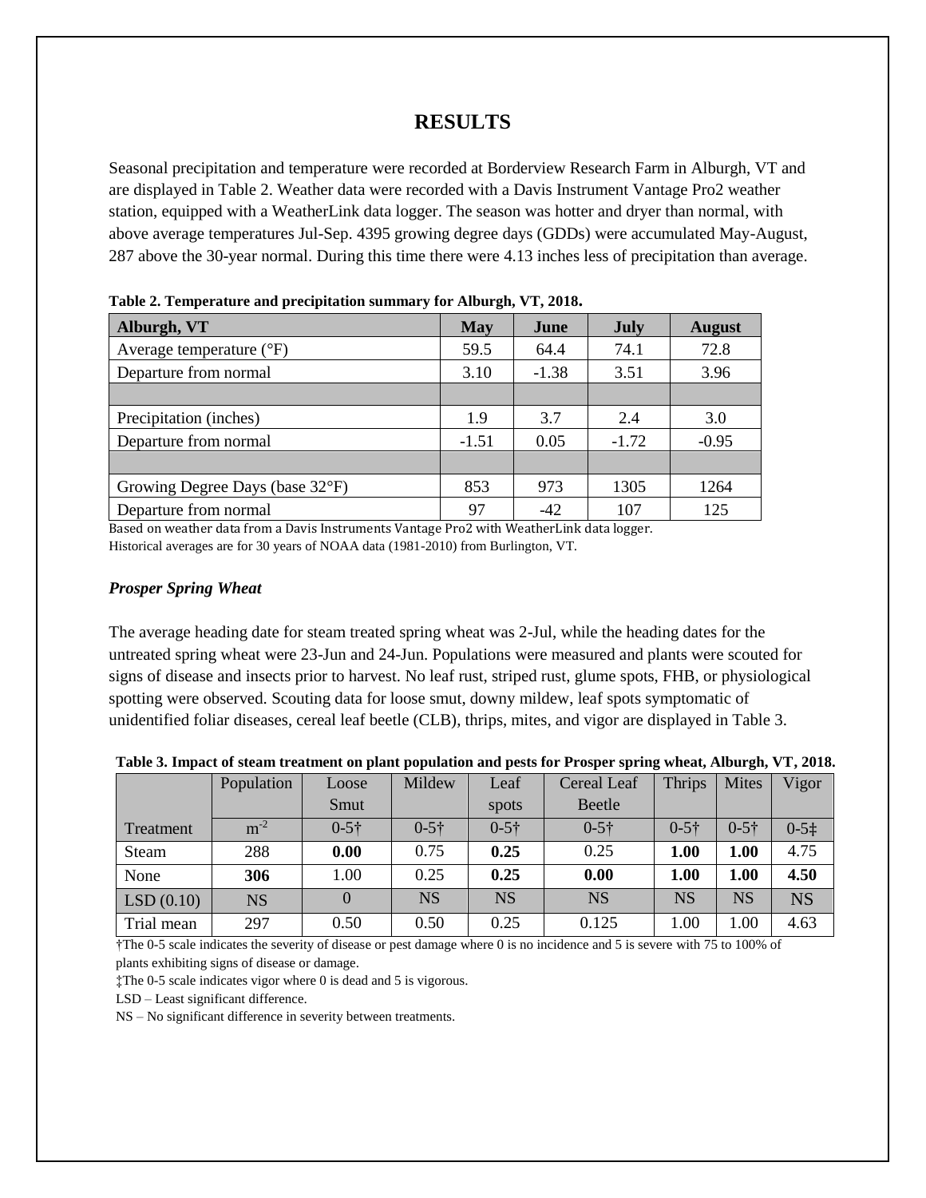# RESULTS

Seasonal precipitation and temperature were recorded at Borderview Research Farm in Alburgh, VT and are displayed in Table 2. Weather data were recorded with a Davis Instrument Vantage Pro2 weather station, equipped with a WeatherLink data logger. The season was hotter and dryer than normal, with above average temperatures Jul-Sep. 4395 growing degree days (GDDs) were accumulated May-August, 287 above the 30-year normal. During this time there were 4.13 inches less of precipitation than average.

**Table 2. Temperature and precipitation summary for Alburgh, VT, 2018.**

| Alburgh, VT | May | June | July | August |
|---|---|---|---|---|
| Average temperature (°F) | 59.5 | 64.4 | 74.1 | 72.8 |
| Departure from normal | 3.10 | -1.38 | 3.51 | 3.96 |
| | | | | |
| Precipitation (inches) | 1.9 | 3.7 | 2.4 | 3.0 |
| Departure from normal | -1.51 | 0.05 | -1.72 | -0.95 |
| | | | | |
| Growing Degree Days (base 32°F) | 853 | 973 | 1305 | 1264 |
| Departure from normal | 97 | -42 | 107 | 125 |

Based on weather data from a Davis Instruments Vantage Pro2 with WeatherLink data logger.
Historical averages are for 30 years of NOAA data (1981-2010) from Burlington, VT.

### *Prosper Spring Wheat*

The average heading date for steam treated spring wheat was 2-Jul, while the heading dates for the untreated spring wheat were 23-Jun and 24-Jun. Populations were measured and plants were scouted for signs of disease and insects prior to harvest. No leaf rust, striped rust, glume spots, FHB, or physiological spotting were observed. Scouting data for loose smut, downy mildew, leaf spots symptomatic of unidentified foliar diseases, cereal leaf beetle (CLB), thrips, mites, and vigor are displayed in Table 3.

**Table 3. Impact of steam treatment on plant population and pests for Prosper spring wheat, Alburgh, VT, 2018.**

| | Population | Loose Smut | Mildew | Leaf spots | Cereal Leaf Beetle | Thrips | Mites | Vigor |
|---|---|---|---|---|---|---|---|---|
| Treatment | $m^{-2}$ | 0-5† | 0-5† | 0-5† | 0-5† | 0-5† | 0-5† | 0-5‡ |
| Steam | 288 | **0.00** | 0.75 | **0.25** | 0.25 | **1.00** | **1.00** | 4.75 |
| None | **306** | 1.00 | 0.25 | **0.25** | **0.00** | **1.00** | **1.00** | **4.50** |
| LSD (0.10) | NS | 0 | NS | NS | NS | NS | NS | NS |
| Trial mean | 297 | 0.50 | 0.50 | 0.25 | 0.125 | 1.00 | 1.00 | 4.63 |

†The 0-5 scale indicates the severity of disease or pest damage where 0 is no incidence and 5 is severe with 75 to 100% of plants exhibiting signs of disease or damage.
‡The 0-5 scale indicates vigor where 0 is dead and 5 is vigorous.
LSD – Least significant difference.
NS – No significant difference in severity between treatments.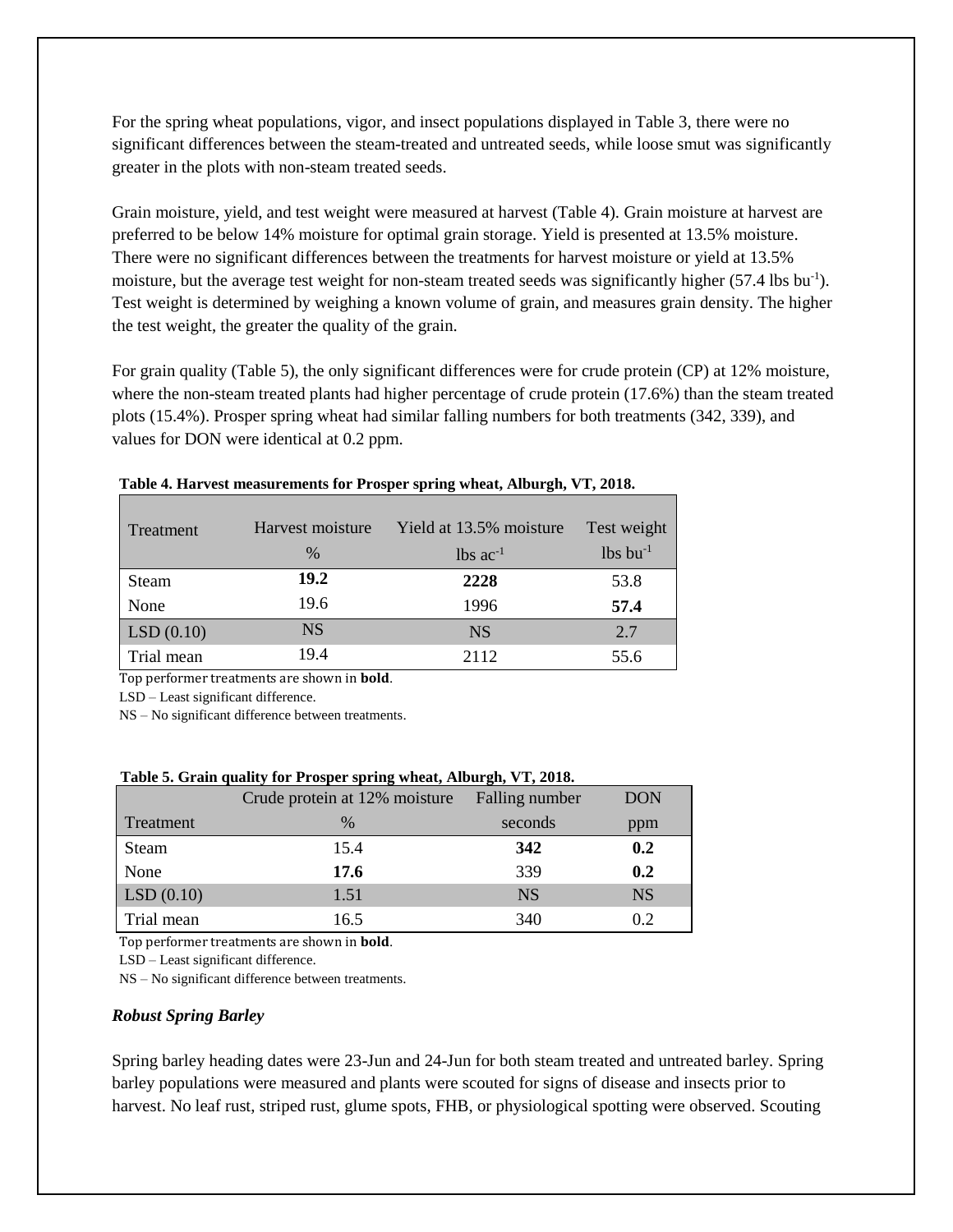For the spring wheat populations, vigor, and insect populations displayed in Table 3, there were no significant differences between the steam-treated and untreated seeds, while loose smut was significantly greater in the plots with non-steam treated seeds.

Grain moisture, yield, and test weight were measured at harvest (Table 4). Grain moisture at harvest are preferred to be below 14% moisture for optimal grain storage. Yield is presented at 13.5% moisture. There were no significant differences between the treatments for harvest moisture or yield at 13.5% moisture, but the average test weight for non-steam treated seeds was significantly higher (57.4 lbs $bu^{-1}$). Test weight is determined by weighing a known volume of grain, and measures grain density. The higher the test weight, the greater the quality of the grain.

For grain quality (Table 5), the only significant differences were for crude protein (CP) at 12% moisture, where the non-steam treated plants had higher percentage of crude protein (17.6%) than the steam treated plots (15.4%). Prosper spring wheat had similar falling numbers for both treatments (342, 339), and values for DON were identical at 0.2 ppm.

**Table 4. Harvest measurements for Prosper spring wheat, Alburgh, VT, 2018.**

| Treatment | Harvest moisture<br>% | Yield at 13.5% moisture<br>lbs $ac^{-1}$ | Test weight<br>lbs $bu^{-1}$ |
|---|---|---|---|
| Steam | **19.2** | **2228** | 53.8 |
| None | 19.6 | 1996 | **57.4** |
| LSD (0.10) | NS | NS | 2.7 |
| Trial mean | 19.4 | 2112 | 55.6 |

Top performer treatments are shown in **bold**.

LSD – Least significant difference.

NS – No significant difference between treatments.

**Table 5. Grain quality for Prosper spring wheat, Alburgh, VT, 2018.**

| Treatment | Crude protein at 12% moisture<br>% | Falling number<br>seconds | DON<br>ppm |
|---|---|---|---|
| Steam | 15.4 | **342** | **0.2** |
| None | **17.6** | 339 | **0.2** |
| LSD (0.10) | 1.51 | NS | NS |
| Trial mean | 16.5 | 340 | 0.2 |

Top performer treatments are shown in **bold**.

LSD – Least significant difference.

NS – No significant difference between treatments.

### *Robust Spring Barley*

Spring barley heading dates were 23-Jun and 24-Jun for both steam treated and untreated barley. Spring barley populations were measured and plants were scouted for signs of disease and insects prior to harvest. No leaf rust, striped rust, glume spots, FHB, or physiological spotting were observed. Scouting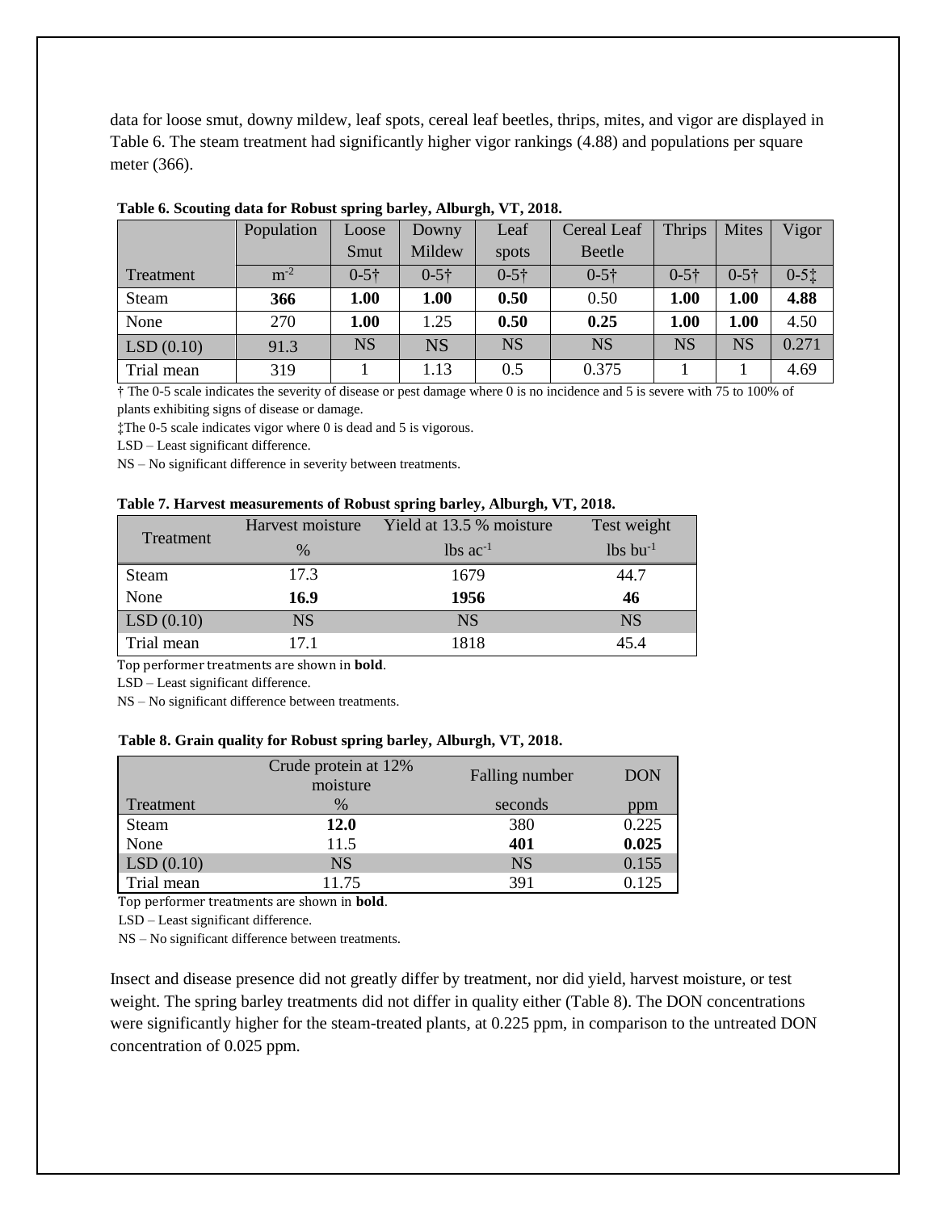data for loose smut, downy mildew, leaf spots, cereal leaf beetles, thrips, mites, and vigor are displayed in Table 6. The steam treatment had significantly higher vigor rankings (4.88) and populations per square meter (366).

**Table 6. Scouting data for Robust spring barley, Alburgh, VT, 2018.**

| | Population | Loose Smut | Downy Mildew | Leaf spots | Cereal Leaf Beetle | Thrips | Mites | Vigor |
|---|---|---|---|---|---|---|---|---|
| Treatment | $m^{-2}$ | 0-5† | 0-5† | 0-5† | 0-5† | 0-5† | 0-5† | 0-5‡ |
| Steam | **366** | **1.00** | **1.00** | **0.50** | 0.50 | **1.00** | **1.00** | **4.88** |
| None | 270 | **1.00** | 1.25 | **0.50** | **0.25** | **1.00** | **1.00** | 4.50 |
| LSD (0.10) | 91.3 | NS | NS | NS | NS | NS | NS | 0.271 |
| Trial mean | 319 | 1 | 1.13 | 0.5 | 0.375 | 1 | 1 | 4.69 |

† The 0-5 scale indicates the severity of disease or pest damage where 0 is no incidence and 5 is severe with 75 to 100% of plants exhibiting signs of disease or damage.

‡The 0-5 scale indicates vigor where 0 is dead and 5 is vigorous.

LSD – Least significant difference.

NS – No significant difference in severity between treatments.

**Table 7. Harvest measurements of Robust spring barley, Alburgh, VT, 2018.**

| Treatment | Harvest moisture | Yield at 13.5 % moisture | Test weight |
|---|---|---|---|
| | % | lbs $ac^{-1}$ | lbs $bu^{-1}$ |
| Steam | 17.3 | 1679 | 44.7 |
| None | **16.9** | **1956** | **46** |
| LSD (0.10) | NS | NS | NS |
| Trial mean | 17.1 | 1818 | 45.4 |

Top performer treatments are shown in **bold**.

LSD – Least significant difference.

NS – No significant difference between treatments.

**Table 8. Grain quality for Robust spring barley, Alburgh, VT, 2018.**

| | Crude protein at 12% moisture | Falling number | DON |
|---|---|---|---|
| Treatment | % | seconds | ppm |
| Steam | **12.0** | 380 | 0.225 |
| None | 11.5 | **401** | **0.025** |
| LSD (0.10) | NS | NS | 0.155 |
| Trial mean | 11.75 | 391 | 0.125 |

Top performer treatments are shown in **bold**.

LSD – Least significant difference.

NS – No significant difference between treatments.

Insect and disease presence did not greatly differ by treatment, nor did yield, harvest moisture, or test weight. The spring barley treatments did not differ in quality either (Table 8). The DON concentrations were significantly higher for the steam-treated plants, at 0.225 ppm, in comparison to the untreated DON concentration of 0.025 ppm.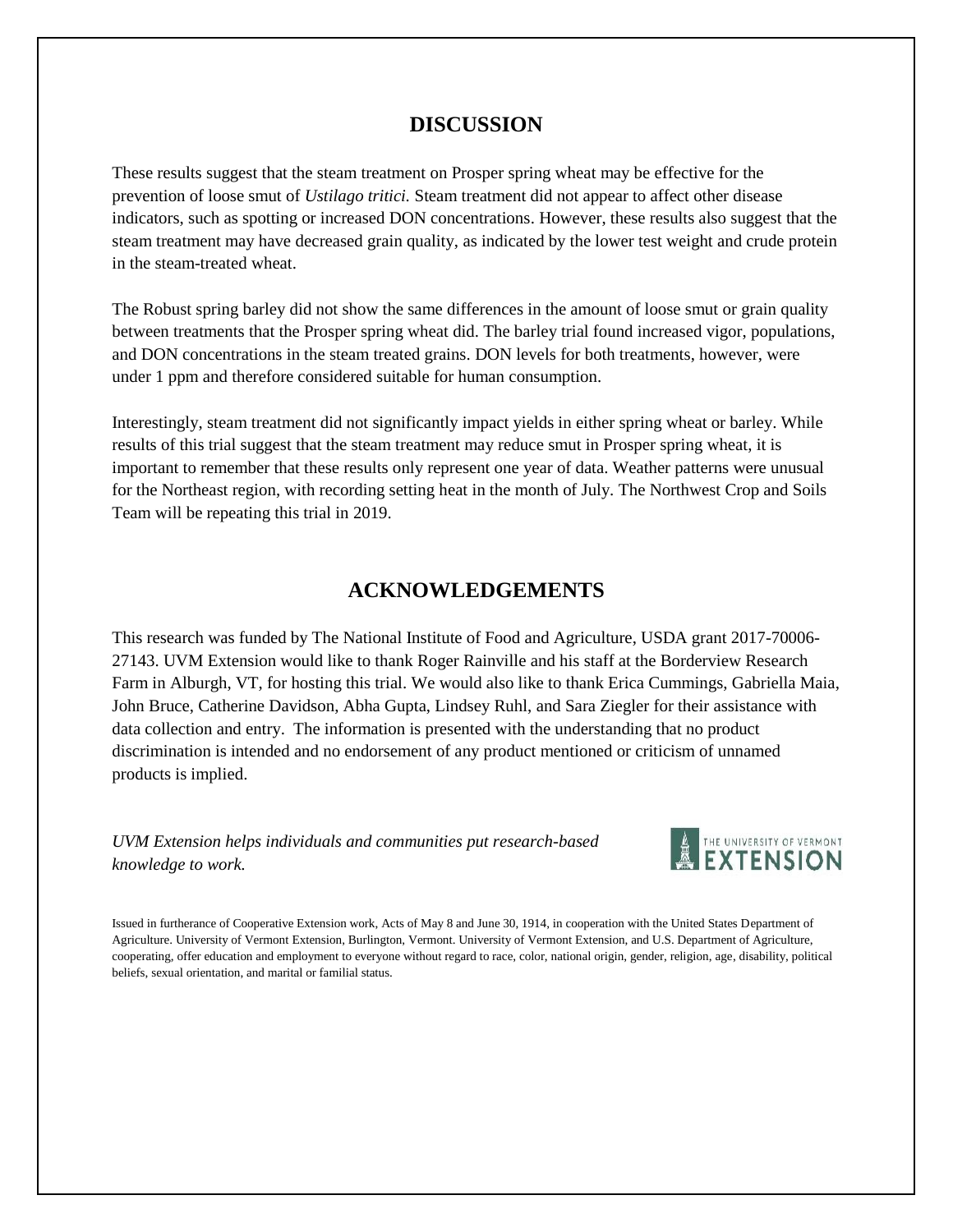## DISCUSSION

These results suggest that the steam treatment on Prosper spring wheat may be effective for the prevention of loose smut of *Ustilago tritici.* Steam treatment did not appear to affect other disease indicators, such as spotting or increased DON concentrations. However, these results also suggest that the steam treatment may have decreased grain quality, as indicated by the lower test weight and crude protein in the steam-treated wheat.

The Robust spring barley did not show the same differences in the amount of loose smut or grain quality between treatments that the Prosper spring wheat did. The barley trial found increased vigor, populations, and DON concentrations in the steam treated grains. DON levels for both treatments, however, were under 1 ppm and therefore considered suitable for human consumption.

Interestingly, steam treatment did not significantly impact yields in either spring wheat or barley. While results of this trial suggest that the steam treatment may reduce smut in Prosper spring wheat, it is important to remember that these results only represent one year of data. Weather patterns were unusual for the Northeast region, with recording setting heat in the month of July. The Northwest Crop and Soils Team will be repeating this trial in 2019.

## ACKNOWLEDGEMENTS

This research was funded by The National Institute of Food and Agriculture, USDA grant 2017-70006-27143. UVM Extension would like to thank Roger Rainville and his staff at the Borderview Research Farm in Alburgh, VT, for hosting this trial. We would also like to thank Erica Cummings, Gabriella Maia, John Bruce, Catherine Davidson, Abha Gupta, Lindsey Ruhl, and Sara Ziegler for their assistance with data collection and entry. The information is presented with the understanding that no product discrimination is intended and no endorsement of any product mentioned or criticism of unnamed products is implied.

*UVM Extension helps individuals and communities put research-based knowledge to work.*

THE UNIVERSITY OF VERMONT EXTENSION

Issued in furtherance of Cooperative Extension work, Acts of May 8 and June 30, 1914, in cooperation with the United States Department of Agriculture. University of Vermont Extension, Burlington, Vermont. University of Vermont Extension, and U.S. Department of Agriculture, cooperating, offer education and employment to everyone without regard to race, color, national origin, gender, religion, age, disability, political beliefs, sexual orientation, and marital or familial status.